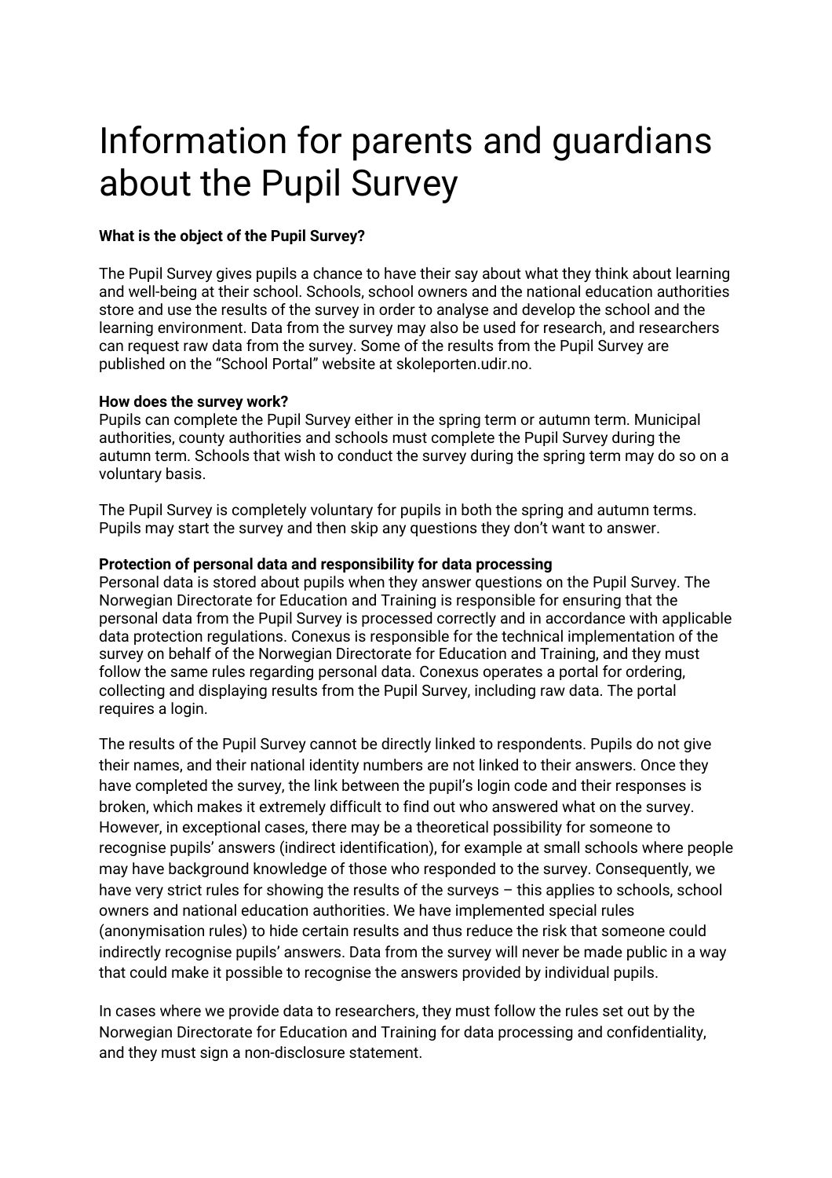# Information for parents and guardians about the Pupil Survey

**What is the object of the Pupil Survey?**

The Pupil Survey gives pupils a chance to have their say about what they think about learning and well-being at their school. Schools, school owners and the national education authorities store and use the results of the survey in order to analyse and develop the school and the learning environment. Data from the survey may also be used for research, and researchers can request raw data from the survey. Some of the results from the Pupil Survey are published on the "School Portal" website at skoleporten.udir.no.

**How does the survey work?**

Pupils can complete the Pupil Survey either in the spring term or autumn term. Municipal authorities, county authorities and schools must complete the Pupil Survey during the autumn term. Schools that wish to conduct the survey during the spring term may do so on a voluntary basis.

The Pupil Survey is completely voluntary for pupils in both the spring and autumn terms. Pupils may start the survey and then skip any questions they don't want to answer.

**Protection of personal data and responsibility for data processing**

Personal data is stored about pupils when they answer questions on the Pupil Survey. The Norwegian Directorate for Education and Training is responsible for ensuring that the personal data from the Pupil Survey is processed correctly and in accordance with applicable data protection regulations. Conexus is responsible for the technical implementation of the survey on behalf of the Norwegian Directorate for Education and Training, and they must follow the same rules regarding personal data. Conexus operates a portal for ordering, collecting and displaying results from the Pupil Survey, including raw data. The portal requires a login.

The results of the Pupil Survey cannot be directly linked to respondents. Pupils do not give their names, and their national identity numbers are not linked to their answers. Once they have completed the survey, the link between the pupil's login code and their responses is broken, which makes it extremely difficult to find out who answered what on the survey. However, in exceptional cases, there may be a theoretical possibility for someone to recognise pupils' answers (indirect identification), for example at small schools where people may have background knowledge of those who responded to the survey. Consequently, we have very strict rules for showing the results of the surveys – this applies to schools, school owners and national education authorities. We have implemented special rules (anonymisation rules) to hide certain results and thus reduce the risk that someone could indirectly recognise pupils' answers. Data from the survey will never be made public in a way that could make it possible to recognise the answers provided by individual pupils.

In cases where we provide data to researchers, they must follow the rules set out by the Norwegian Directorate for Education and Training for data processing and confidentiality, and they must sign a non-disclosure statement.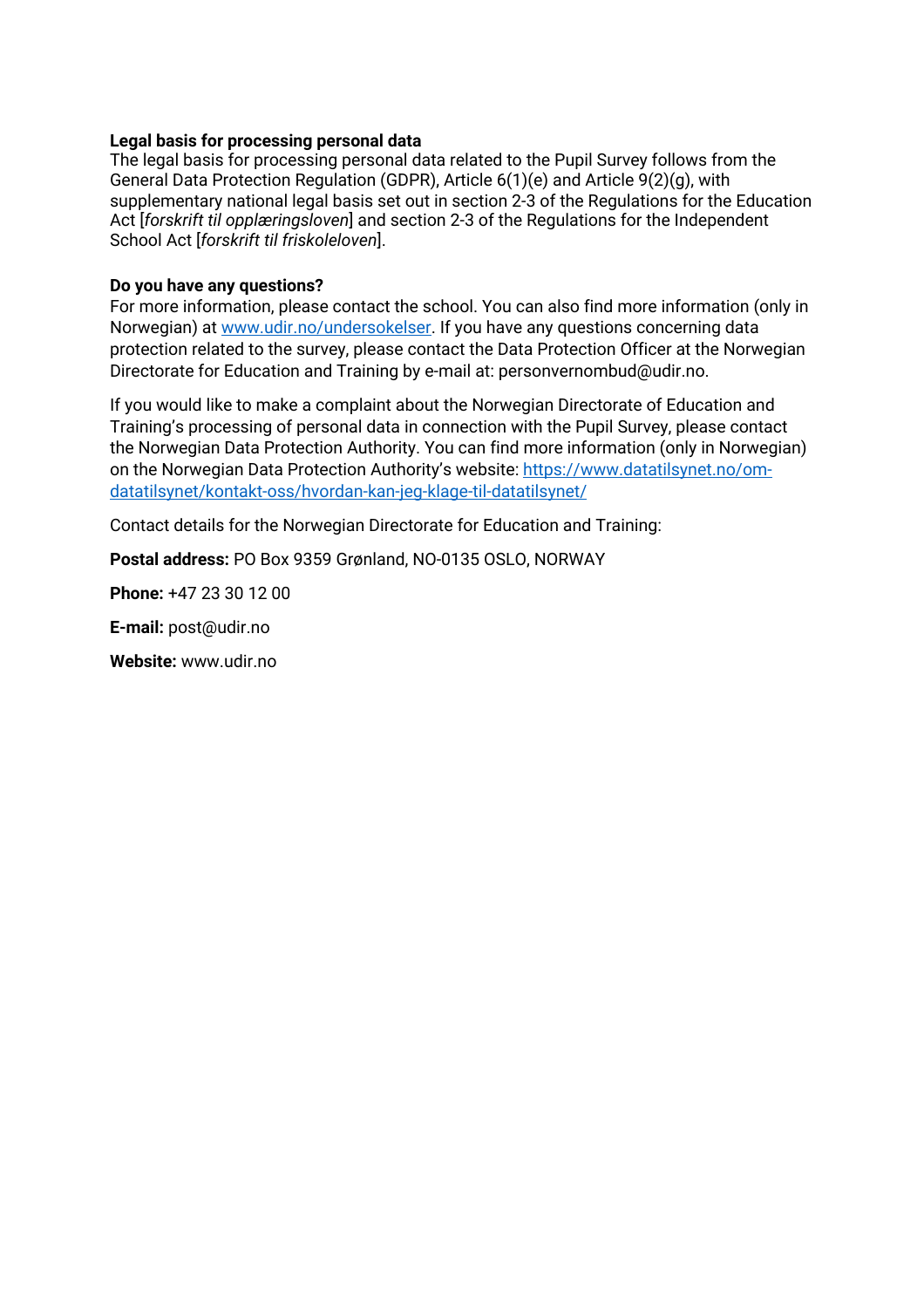**Legal basis for processing personal data**
The legal basis for processing personal data related to the Pupil Survey follows from the General Data Protection Regulation (GDPR), Article 6(1)(e) and Article 9(2)(g), with supplementary national legal basis set out in section 2-3 of the Regulations for the Education Act [*forskrift til opplæringsloven*] and section 2-3 of the Regulations for the Independent School Act [*forskrift til friskoleloven*].

**Do you have any questions?**
For more information, please contact the school. You can also find more information (only in Norwegian) at [www.udir.no/undersokelser](http://www.udir.no/undersokelser). If you have any questions concerning data protection related to the survey, please contact the Data Protection Officer at the Norwegian Directorate for Education and Training by e-mail at: personvernombud@udir.no.

If you would like to make a complaint about the Norwegian Directorate of Education and Training's processing of personal data in connection with the Pupil Survey, please contact the Norwegian Data Protection Authority. You can find more information (only in Norwegian) on the Norwegian Data Protection Authority's website: [https://www.datatilsynet.no/om-datatilsynet/kontakt-oss/hvordan-kan-jeg-klage-til-datatilsynet/](https://www.datatilsynet.no/om-datatilsynet/kontakt-oss/hvordan-kan-jeg-klage-til-datatilsynet/)

Contact details for the Norwegian Directorate for Education and Training:

**Postal address:** PO Box 9359 Grønland, NO-0135 OSLO, NORWAY

**Phone:** +47 23 30 12 00

**E-mail:** post@udir.no

**Website:** www.udir.no